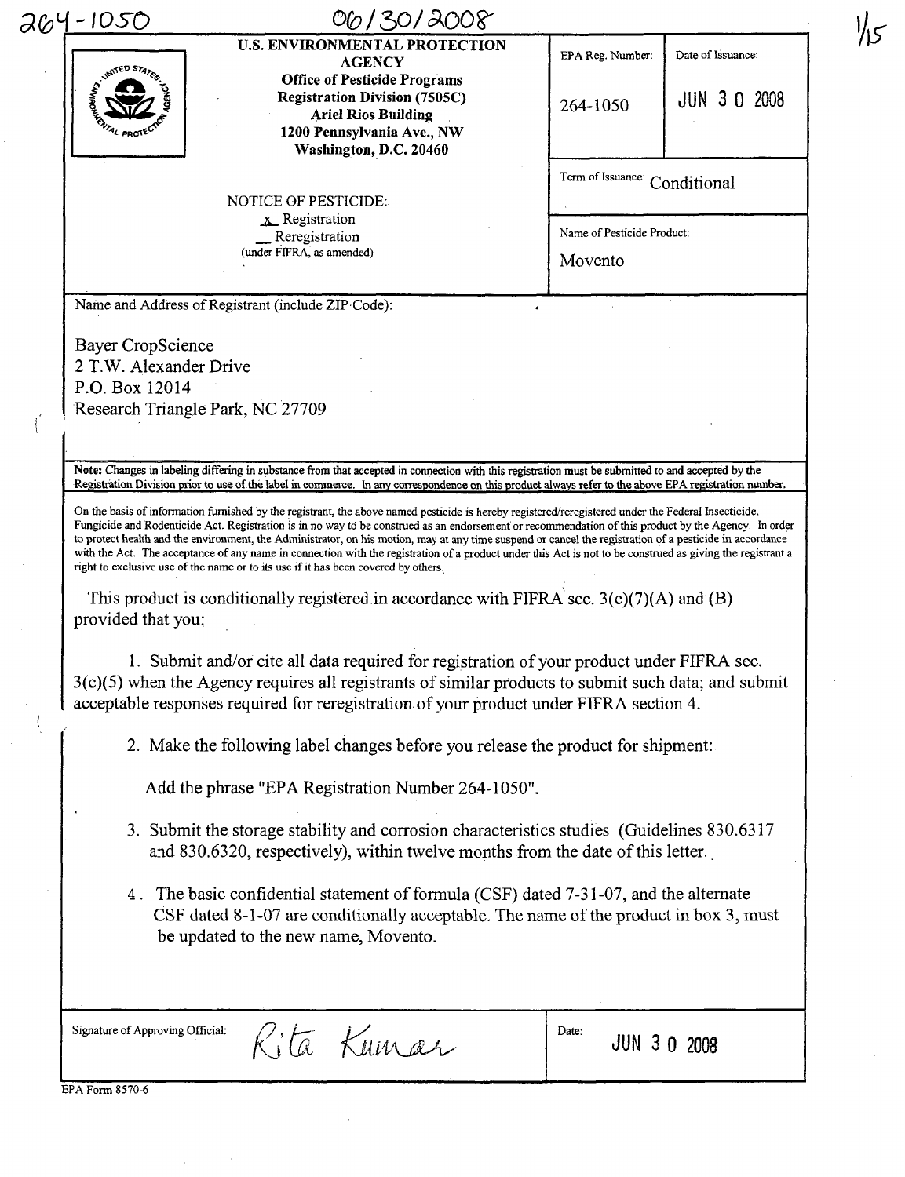264-1050 06/30/2008

| **U.S. ENVIRONMENTAL PROTECTION AGENCY**<br>**Office of Pesticide Programs**<br>**Registration Division (7505C)**<br>**Ariel Rios Building**<br>**1200 Pennsylvania Ave., NW**<br>**Washington, D.C. 20460** | EPA Reg. Number:<br>264-1050 | Date of Issuance:<br>JUN 30 2008 |
|---|---|---|
| NOTICE OF PESTICIDE:<br>x Registration<br>__ Reregistration<br>(under FIFRA, as amended) | Term of Issuance: Conditional | |
| | Name of Pesticide Product:<br>Movento | |

Name and Address of Registrant (include ZIP Code):

Bayer CropScience
2 T.W. Alexander Drive
P.O. Box 12014
Research Triangle Park, NC 27709

**Note:** Changes in labeling differing in substance from that accepted in connection with this registration must be submitted to and accepted by the Registration Division prior to use of the label in commerce. In any correspondence on this product always refer to the above EPA registration number.

On the basis of information furnished by the registrant, the above named pesticide is hereby registered/reregistered under the Federal Insecticide, Fungicide and Rodenticide Act. Registration is in no way to be construed as an endorsement or recommendation of this product by the Agency. In order to protect health and the environment, the Administrator, on his motion, may at any time suspend or cancel the registration of a pesticide in accordance with the Act. The acceptance of any name in connection with the registration of a product under this Act is not to be construed as giving the registrant a right to exclusive use of the name or to its use if it has been covered by others.

This product is conditionally registered in accordance with FIFRA sec. 3(c)(7)(A) and (B) provided that you:

1. Submit and/or cite all data required for registration of your product under FIFRA sec. 3(c)(5) when the Agency requires all registrants of similar products to submit such data; and submit acceptable responses required for reregistration of your product under FIFRA section 4.

2. Make the following label changes before you release the product for shipment:

   Add the phrase "EPA Registration Number 264-1050".

3. Submit the storage stability and corrosion characteristics studies (Guidelines 830.6317 and 830.6320, respectively), within twelve months from the date of this letter.

4. The basic confidential statement of formula (CSF) dated 7-31-07, and the alternate CSF dated 8-1-07 are conditionally acceptable. The name of the product in box 3, must be updated to the new name, Movento.

| Signature of Approving Official: Rita Kumar | Date: JUN 30 2008 |
|---|---|

EPA Form 8570-6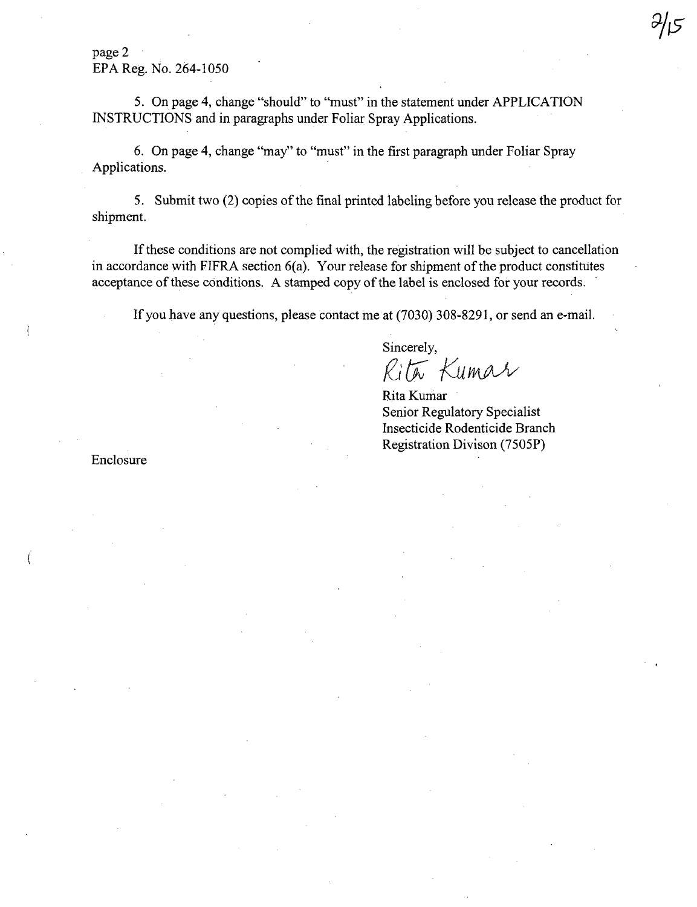page 2
EPA Reg. No. 264-1050

5. On page 4, change "should" to "must" in the statement under APPLICATION INSTRUCTIONS and in paragraphs under Foliar Spray Applications.

6. On page 4, change "may" to "must" in the first paragraph under Foliar Spray Applications.

5. Submit two (2) copies of the final printed labeling before you release the product for shipment.

If these conditions are not complied with, the registration will be subject to cancellation in accordance with FIFRA section 6(a). Your release for shipment of the product constitutes acceptance of these conditions. A stamped copy of the label is enclosed for your records.

If you have any questions, please contact me at (7030) 308-8291, or send an e-mail.

Sincerely,

Rita Kumar

Rita Kumar
Senior Regulatory Specialist
Insecticide Rodenticide Branch
Registration Divison (7505P)

Enclosure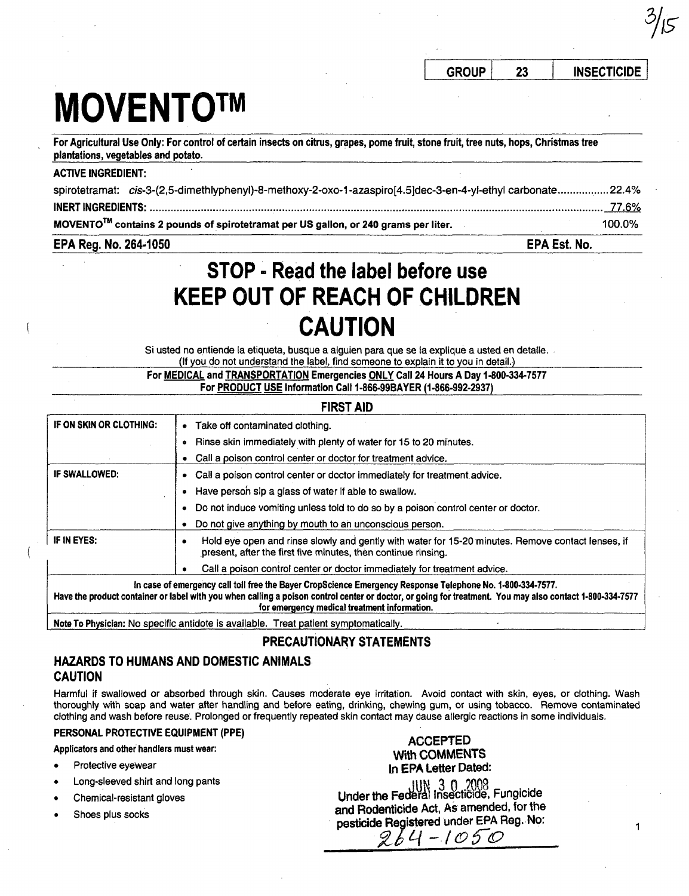| GROUP | 23 | INSECTICIDE |
|---|---|---|

# MOVENTO™

**For Agricultural Use Only: For control of certain insects on citrus, grapes, pome fruit, stone fruit, tree nuts, hops, Christmas tree plantations, vegetables and potato.**

**ACTIVE INGREDIENT:**

spirotetramat: *cis*-3-(2,5-dimethlyphenyl)-8-methoxy-2-oxo-1-azaspiro[4.5]dec-3-en-4-yl-ethyl carbonate................. 22.4%

**INERT INGREDIENTS:** ........................................................................................................................................ 77.6%

**MOVENTO™ contains 2 pounds of spirotetramat per US gallon, or 240 grams per liter.** 100.0%

**EPA Reg. No. 264-1050** **EPA Est. No.**

## STOP - Read the label before use
## KEEP OUT OF REACH OF CHILDREN
## CAUTION

Si usted no entiende la etiqueta, busque a alguien para que se la explique a usted en detalle.
(If you do not understand the label, find someone to explain it to you in detail.)

**For MEDICAL and TRANSPORTATION Emergencies ONLY Call 24 Hours A Day 1-800-334-7577**
**For PRODUCT USE Information Call 1-866-99BAYER (1-866-992-2937)**

### FIRST AID

| | |
|---|---|
| **IF ON SKIN OR CLOTHING:** | • Take off contaminated clothing.<br>• Rinse skin immediately with plenty of water for 15 to 20 minutes.<br>• Call a poison control center or doctor for treatment advice. |
| **IF SWALLOWED:** | • Call a poison control center or doctor immediately for treatment advice.<br>• Have person sip a glass of water if able to swallow.<br>• Do not induce vomiting unless told to do so by a poison control center or doctor.<br>• Do not give anything by mouth to an unconscious person. |
| **IF IN EYES:** | • Hold eye open and rinse slowly and gently with water for 15-20 minutes. Remove contact lenses, if present, after the first five minutes, then continue rinsing.<br>• Call a poison control center or doctor immediately for treatment advice. |

**In case of emergency call toll free the Bayer CropScience Emergency Response Telephone No. 1-800-334-7577. Have the product container or label with you when calling a poison control center or doctor, or going for treatment. You may also contact 1-800-334-7577 for emergency medical treatment information.**

**Note To Physician:** No specific antidote is available. Treat patient symptomatically.

## PRECAUTIONARY STATEMENTS

### HAZARDS TO HUMANS AND DOMESTIC ANIMALS
### CAUTION

Harmful if swallowed or absorbed through skin. Causes moderate eye irritation. Avoid contact with skin, eyes, or clothing. Wash thoroughly with soap and water after handling and before eating, drinking, chewing gum, or using tobacco. Remove contaminated clothing and wash before reuse. Prolonged or frequently repeated skin contact may cause allergic reactions in some individuals.

#### PERSONAL PROTECTIVE EQUIPMENT (PPE)

**Applicators and other handlers must wear:**

- Protective eyewear
- Long-sleeved shirt and long pants
- Chemical-resistant gloves
- Shoes plus socks

ACCEPTED
With COMMENTS
In EPA Letter Dated:
JUN 30 2008
Under the Federal Insecticide, Fungicide and Rodenticide Act, As amended, for the pesticide Registered under EPA Reg. No: 264-1050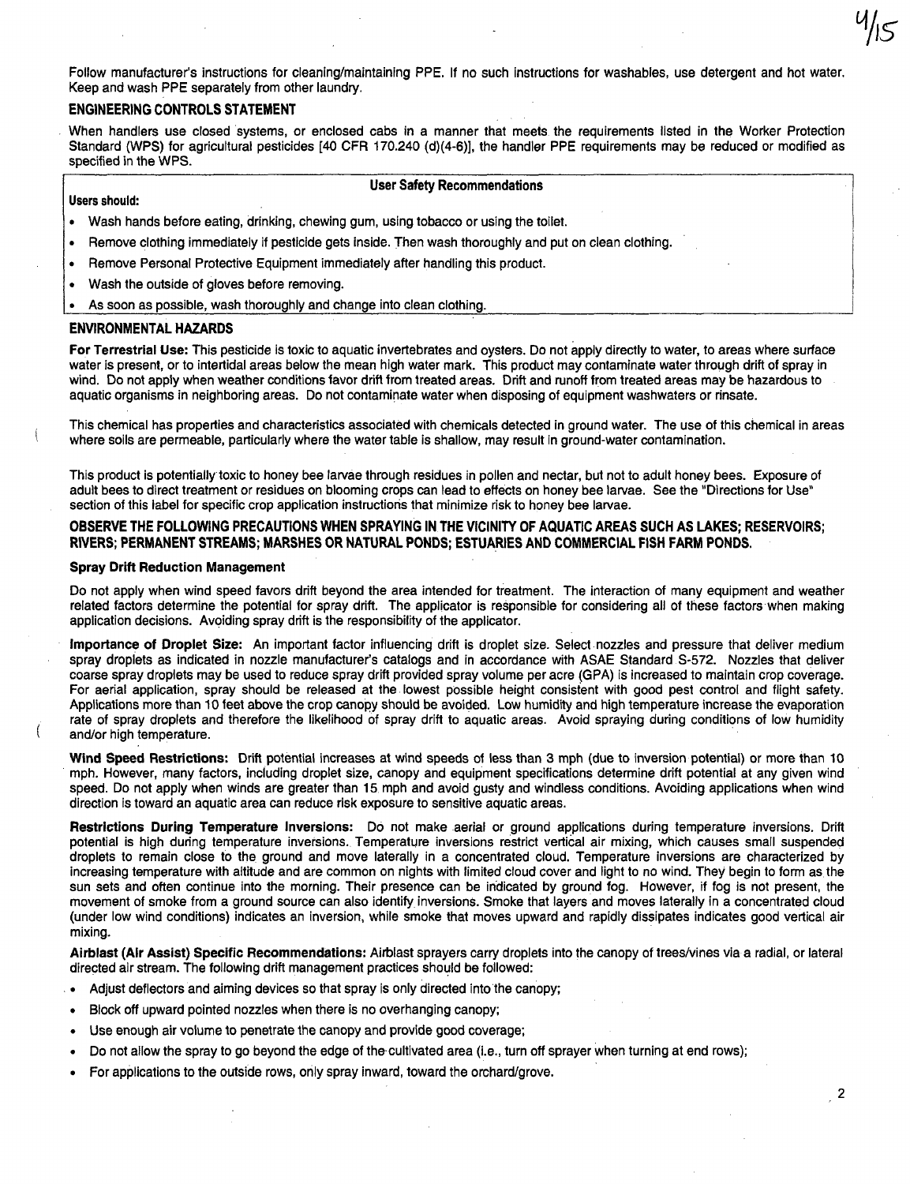Follow manufacturer's instructions for cleaning/maintaining PPE. If no such instructions for washables, use detergent and hot water. Keep and wash PPE separately from other laundry.

## ENGINEERING CONTROLS STATEMENT

When handlers use closed systems, or enclosed cabs in a manner that meets the requirements listed in the Worker Protection Standard (WPS) for agricultural pesticides [40 CFR 170.240 (d)(4-6)], the handler PPE requirements may be reduced or modified as specified in the WPS.

### User Safety Recommendations

**Users should:**

- Wash hands before eating, drinking, chewing gum, using tobacco or using the toilet.
- Remove clothing immediately if pesticide gets inside. Then wash thoroughly and put on clean clothing.
- Remove Personal Protective Equipment immediately after handling this product.
- Wash the outside of gloves before removing.
- As soon as possible, wash thoroughly and change into clean clothing.

## ENVIRONMENTAL HAZARDS

**For Terrestrial Use:** This pesticide is toxic to aquatic invertebrates and oysters. Do not apply directly to water, to areas where surface water is present, or to intertidal areas below the mean high water mark. This product may contaminate water through drift of spray in wind. Do not apply when weather conditions favor drift from treated areas. Drift and runoff from treated areas may be hazardous to aquatic organisms in neighboring areas. Do not contaminate water when disposing of equipment washwaters or rinsate.

This chemical has properties and characteristics associated with chemicals detected in ground water. The use of this chemical in areas where soils are permeable, particularly where the water table is shallow, may result in ground-water contamination.

This product is potentially toxic to honey bee larvae through residues in pollen and nectar, but not to adult honey bees. Exposure of adult bees to direct treatment or residues on blooming crops can lead to effects on honey bee larvae. See the "Directions for Use" section of this label for specific crop application instructions that minimize risk to honey bee larvae.

**OBSERVE THE FOLLOWING PRECAUTIONS WHEN SPRAYING IN THE VICINITY OF AQUATIC AREAS SUCH AS LAKES; RESERVOIRS; RIVERS; PERMANENT STREAMS; MARSHES OR NATURAL PONDS; ESTUARIES AND COMMERCIAL FISH FARM PONDS.**

### Spray Drift Reduction Management

Do not apply when wind speed favors drift beyond the area intended for treatment. The interaction of many equipment and weather related factors determine the potential for spray drift. The applicator is responsible for considering all of these factors when making application decisions. Avoiding spray drift is the responsibility of the applicator.

**Importance of Droplet Size:** An important factor influencing drift is droplet size. Select nozzles and pressure that deliver medium spray droplets as indicated in nozzle manufacturer's catalogs and in accordance with ASAE Standard S-572. Nozzles that deliver coarse spray droplets may be used to reduce spray drift provided spray volume per acre (GPA) is increased to maintain crop coverage. For aerial application, spray should be released at the lowest possible height consistent with good pest control and flight safety. Applications more than 10 feet above the crop canopy should be avoided. Low humidity and high temperature increase the evaporation rate of spray droplets and therefore the likelihood of spray drift to aquatic areas. Avoid spraying during conditions of low humidity and/or high temperature.

**Wind Speed Restrictions:** Drift potential increases at wind speeds of less than 3 mph (due to inversion potential) or more than 10 mph. However, many factors, including droplet size, canopy and equipment specifications determine drift potential at any given wind speed. Do not apply when winds are greater than 15 mph and avoid gusty and windless conditions. Avoiding applications when wind direction is toward an aquatic area can reduce risk exposure to sensitive aquatic areas.

**Restrictions During Temperature Inversions:** Do not make aerial or ground applications during temperature inversions. Drift potential is high during temperature inversions. Temperature inversions restrict vertical air mixing, which causes small suspended droplets to remain close to the ground and move laterally in a concentrated cloud. Temperature inversions are characterized by increasing temperature with altitude and are common on nights with limited cloud cover and light to no wind. They begin to form as the sun sets and often continue into the morning. Their presence can be indicated by ground fog. However, if fog is not present, the movement of smoke from a ground source can also identify inversions. Smoke that layers and moves laterally in a concentrated cloud (under low wind conditions) indicates an inversion, while smoke that moves upward and rapidly dissipates indicates good vertical air mixing.

**Airblast (Air Assist) Specific Recommendations:** Airblast sprayers carry droplets into the canopy of trees/vines via a radial, or lateral directed air stream. The following drift management practices should be followed:

- Adjust deflectors and aiming devices so that spray is only directed into the canopy;
- Block off upward pointed nozzles when there is no overhanging canopy;
- Use enough air volume to penetrate the canopy and provide good coverage;
- Do not allow the spray to go beyond the edge of the cultivated area (i.e., turn off sprayer when turning at end rows);
- For applications to the outside rows, only spray inward, toward the orchard/grove.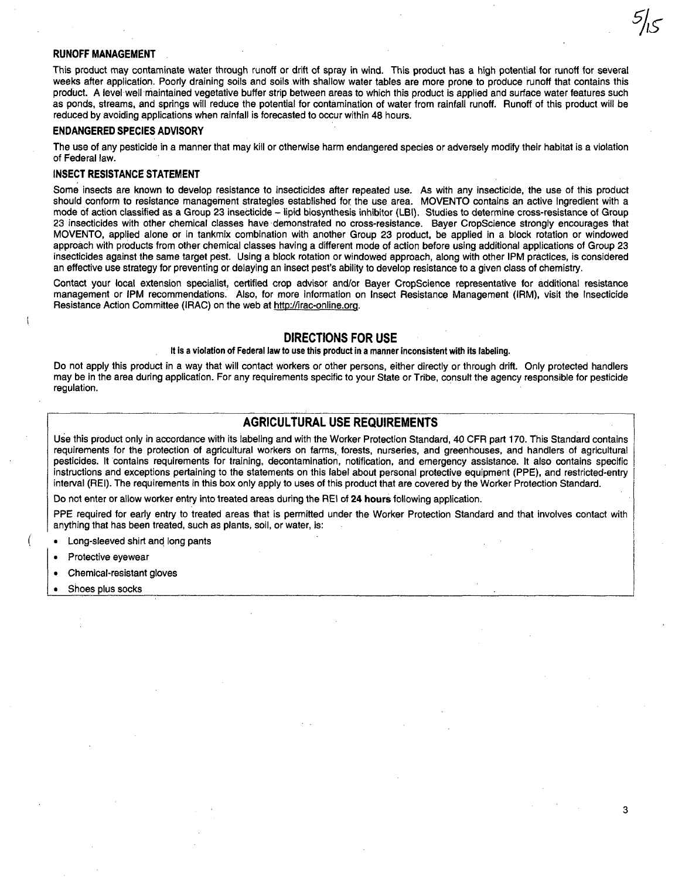### RUNOFF MANAGEMENT

This product may contaminate water through runoff or drift of spray in wind. This product has a high potential for runoff for several weeks after application. Poorly draining soils and soils with shallow water tables are more prone to produce runoff that contains this product. A level well maintained vegetative buffer strip between areas to which this product is applied and surface water features such as ponds, streams, and springs will reduce the potential for contamination of water from rainfall runoff. Runoff of this product will be reduced by avoiding applications when rainfall is forecasted to occur within 48 hours.

### ENDANGERED SPECIES ADVISORY

The use of any pesticide in a manner that may kill or otherwise harm endangered species or adversely modify their habitat is a violation of Federal law.

### INSECT RESISTANCE STATEMENT

Some insects are known to develop resistance to insecticides after repeated use. As with any insecticide, the use of this product should conform to resistance management strategies established for the use area. MOVENTO contains an active ingredient with a mode of action classified as a Group 23 insecticide – lipid biosynthesis inhibitor (LBI). Studies to determine cross-resistance of Group 23 insecticides with other chemical classes have demonstrated no cross-resistance. Bayer CropScience strongly encourages that MOVENTO, applied alone or in tankmix combination with another Group 23 product, be applied in a block rotation or windowed approach with products from other chemical classes having a different mode of action before using additional applications of Group 23 insecticides against the same target pest. Using a block rotation or windowed approach, along with other IPM practices, is considered an effective use strategy for preventing or delaying an insect pest's ability to develop resistance to a given class of chemistry.

Contact your local extension specialist, certified crop advisor and/or Bayer CropScience representative for additional resistance management or IPM recommendations. Also, for more information on Insect Resistance Management (IRM), visit the Insecticide Resistance Action Committee (IRAC) on the web at http://irac-online.org.

## DIRECTIONS FOR USE

**It is a violation of Federal law to use this product in a manner inconsistent with its labeling.**

Do not apply this product in a way that will contact workers or other persons, either directly or through drift. Only protected handlers may be in the area during application. For any requirements specific to your State or Tribe, consult the agency responsible for pesticide regulation.

## AGRICULTURAL USE REQUIREMENTS

Use this product only in accordance with its labeling and with the Worker Protection Standard, 40 CFR part 170. This Standard contains requirements for the protection of agricultural workers on farms, forests, nurseries, and greenhouses, and handlers of agricultural pesticides. It contains requirements for training, decontamination, notification, and emergency assistance. It also contains specific instructions and exceptions pertaining to the statements on this label about personal protective equipment (PPE), and restricted-entry interval (REI). The requirements in this box only apply to uses of this product that are covered by the Worker Protection Standard.

Do not enter or allow worker entry into treated areas during the REI of **24 hours** following application.

PPE required for early entry to treated areas that is permitted under the Worker Protection Standard and that involves contact with anything that has been treated, such as plants, soil, or water, is:

- Long-sleeved shirt and long pants
- Protective eyewear
- Chemical-resistant gloves
- Shoes plus socks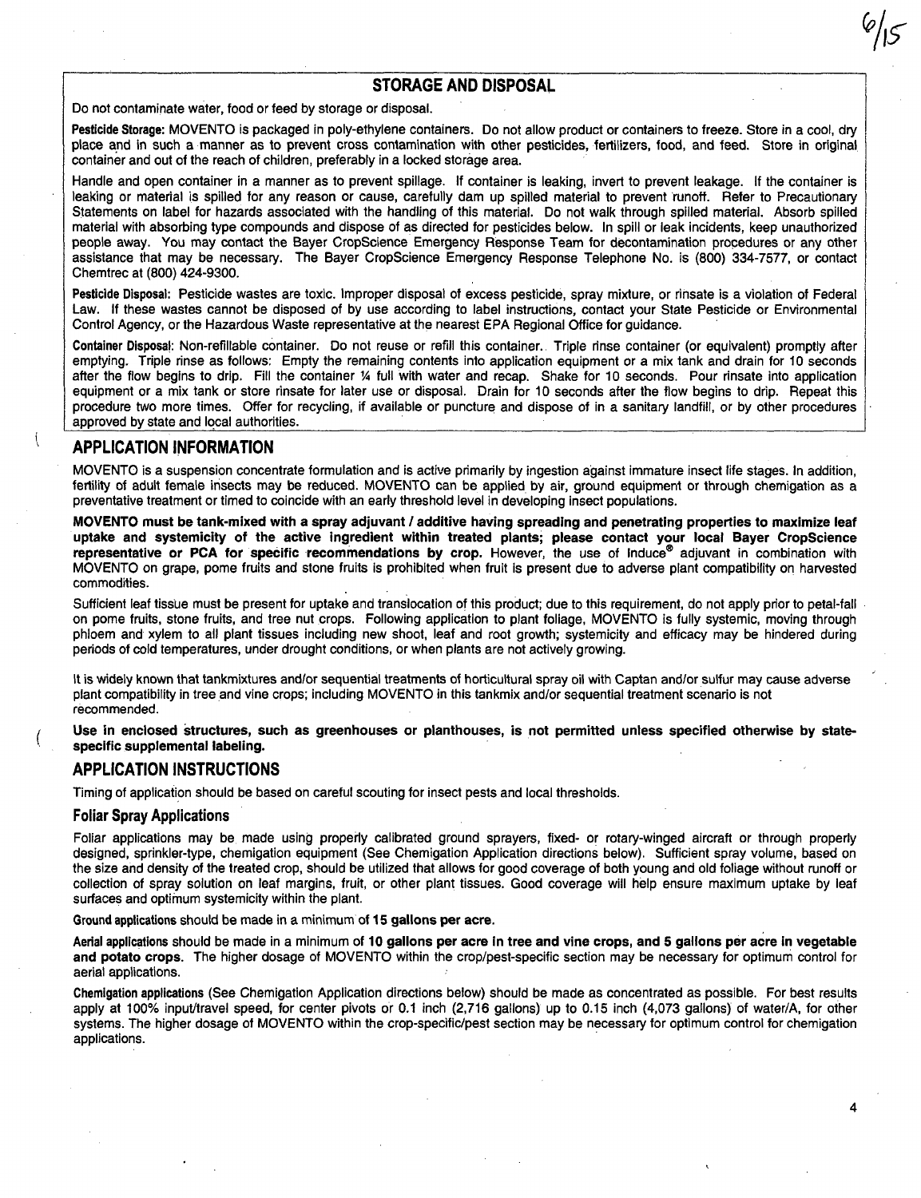## STORAGE AND DISPOSAL

Do not contaminate water, food or feed by storage or disposal.

**Pesticide Storage:** MOVENTO is packaged in poly-ethylene containers. Do not allow product or containers to freeze. Store in a cool, dry place and in such a manner as to prevent cross contamination with other pesticides, fertilizers, food, and feed. Store in original container and out of the reach of children, preferably in a locked storage area.

Handle and open container in a manner as to prevent spillage. If container is leaking, invert to prevent leakage. If the container is leaking or material is spilled for any reason or cause, carefully dam up spilled material to prevent runoff. Refer to Precautionary Statements on label for hazards associated with the handling of this material. Do not walk through spilled material. Absorb spilled material with absorbing type compounds and dispose of as directed for pesticides below. In spill or leak incidents, keep unauthorized people away. You may contact the Bayer CropScience Emergency Response Team for decontamination procedures or any other assistance that may be necessary. The Bayer CropScience Emergency Response Telephone No. is (800) 334-7577, or contact Chemtrec at (800) 424-9300.

**Pesticide Disposal:** Pesticide wastes are toxic. Improper disposal of excess pesticide, spray mixture, or rinsate is a violation of Federal Law. If these wastes cannot be disposed of by use according to label instructions, contact your State Pesticide or Environmental Control Agency, or the Hazardous Waste representative at the nearest EPA Regional Office for guidance.

**Container Disposal:** Non-refillable container. Do not reuse or refill this container. Triple rinse container (or equivalent) promptly after emptying. Triple rinse as follows: Empty the remaining contents into application equipment or a mix tank and drain for 10 seconds after the flow begins to drip. Fill the container ¼ full with water and recap. Shake for 10 seconds. Pour rinsate into application equipment or a mix tank or store rinsate for later use or disposal. Drain for 10 seconds after the flow begins to drip. Repeat this procedure two more times. Offer for recycling, if available or puncture and dispose of in a sanitary landfill, or by other procedures approved by state and local authorities.

## APPLICATION INFORMATION

MOVENTO is a suspension concentrate formulation and is active primarily by ingestion against immature insect life stages. In addition, fertility of adult female insects may be reduced. MOVENTO can be applied by air, ground equipment or through chemigation as a preventative treatment or timed to coincide with an early threshold level in developing insect populations.

**MOVENTO must be tank-mixed with a spray adjuvant / additive having spreading and penetrating properties to maximize leaf uptake and systemicity of the active ingredient within treated plants; please contact your local Bayer CropScience representative or PCA for specific recommendations by crop.** However, the use of Induce® adjuvant in combination with MOVENTO on grape, pome fruits and stone fruits is prohibited when fruit is present due to adverse plant compatibility on harvested commodities.

Sufficient leaf tissue must be present for uptake and translocation of this product; due to this requirement, do not apply prior to petal-fall on pome fruits, stone fruits, and tree nut crops. Following application to plant foliage, MOVENTO is fully systemic, moving through phloem and xylem to all plant tissues including new shoot, leaf and root growth; systemicity and efficacy may be hindered during periods of cold temperatures, under drought conditions, or when plants are not actively growing.

It is widely known that tankmixtures and/or sequential treatments of horticultural spray oil with Captan and/or sulfur may cause adverse plant compatibility in tree and vine crops; including MOVENTO in this tankmix and/or sequential treatment scenario is not recommended.

**Use in enclosed structures, such as greenhouses or planthouses, is not permitted unless specified otherwise by state-specific supplemental labeling.**

## APPLICATION INSTRUCTIONS

Timing of application should be based on careful scouting for insect pests and local thresholds.

### Foliar Spray Applications

Foliar applications may be made using properly calibrated ground sprayers, fixed- or rotary-winged aircraft or through properly designed, sprinkler-type, chemigation equipment (See Chemigation Application directions below). Sufficient spray volume, based on the size and density of the treated crop, should be utilized that allows for good coverage of both young and old foliage without runoff or collection of spray solution on leaf margins, fruit, or other plant tissues. Good coverage will help ensure maximum uptake by leaf surfaces and optimum systemicity within the plant.

**Ground applications** should be made in a minimum of **15 gallons per acre.**

**Aerial applications** should be made in a minimum of **10 gallons per acre in tree and vine crops, and 5 gallons per acre in vegetable and potato crops.** The higher dosage of MOVENTO within the crop/pest-specific section may be necessary for optimum control for aerial applications.

**Chemigation applications** (See Chemigation Application directions below) should be made as concentrated as possible. For best results apply at 100% input/travel speed, for center pivots or 0.1 inch (2,716 gallons) up to 0.15 inch (4,073 gallons) of water/A, for other systems. The higher dosage of MOVENTO within the crop-specific/pest section may be necessary for optimum control for chemigation applications.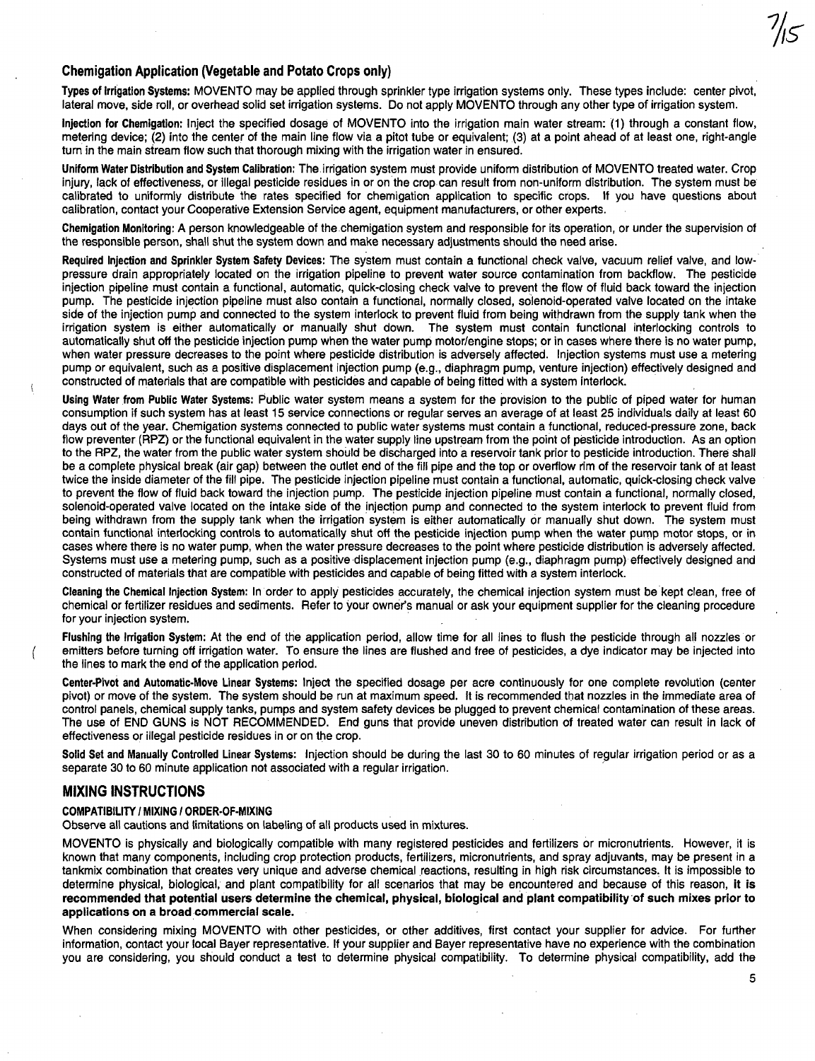## Chemigation Application (Vegetable and Potato Crops only)

**Types of Irrigation Systems:** MOVENTO may be applied through sprinkler type irrigation systems only. These types include: center pivot, lateral move, side roll, or overhead solid set irrigation systems. Do not apply MOVENTO through any other type of irrigation system.

**Injection for Chemigation:** Inject the specified dosage of MOVENTO into the irrigation main water stream: (1) through a constant flow, metering device; (2) into the center of the main line flow via a pitot tube or equivalent; (3) at a point ahead of at least one, right-angle turn in the main stream flow such that thorough mixing with the irrigation water in ensured.

**Uniform Water Distribution and System Calibration:** The irrigation system must provide uniform distribution of MOVENTO treated water. Crop injury, lack of effectiveness, or illegal pesticide residues in or on the crop can result from non-uniform distribution. The system must be calibrated to uniformly distribute the rates specified for chemigation application to specific crops. If you have questions about calibration, contact your Cooperative Extension Service agent, equipment manufacturers, or other experts.

**Chemigation Monitoring:** A person knowledgeable of the chemigation system and responsible for its operation, or under the supervision of the responsible person, shall shut the system down and make necessary adjustments should the need arise.

**Required Injection and Sprinkler System Safety Devices:** The system must contain a functional check valve, vacuum relief valve, and low-pressure drain appropriately located on the irrigation pipeline to prevent water source contamination from backflow. The pesticide injection pipeline must contain a functional, automatic, quick-closing check valve to prevent the flow of fluid back toward the injection pump. The pesticide injection pipeline must also contain a functional, normally closed, solenoid-operated valve located on the intake side of the injection pump and connected to the system interlock to prevent fluid from being withdrawn from the supply tank when the irrigation system is either automatically or manually shut down. The system must contain functional interlocking controls to automatically shut off the pesticide injection pump when the water pump motor/engine stops; or in cases where there is no water pump, when water pressure decreases to the point where pesticide distribution is adversely affected. Injection systems must use a metering pump or equivalent, such as a positive displacement injection pump (e.g., diaphragm pump, venture injection) effectively designed and constructed of materials that are compatible with pesticides and capable of being fitted with a system interlock.

**Using Water from Public Water Systems:** Public water system means a system for the provision to the public of piped water for human consumption if such system has at least 15 service connections or regular serves an average of at least 25 individuals daily at least 60 days out of the year. Chemigation systems connected to public water systems must contain a functional, reduced-pressure zone, back flow preventer (RPZ) or the functional equivalent in the water supply line upstream from the point of pesticide introduction. As an option to the RPZ, the water from the public water system should be discharged into a reservoir tank prior to pesticide introduction. There shall be a complete physical break (air gap) between the outlet end of the fill pipe and the top or overflow rim of the reservoir tank of at least twice the inside diameter of the fill pipe. The pesticide injection pipeline must contain a functional, automatic, quick-closing check valve to prevent the flow of fluid back toward the injection pump. The pesticide injection pipeline must contain a functional, normally closed, solenoid-operated valve located on the intake side of the injection pump and connected to the system interlock to prevent fluid from being withdrawn from the supply tank when the irrigation system is either automatically or manually shut down. The system must contain functional interlocking controls to automatically shut off the pesticide injection pump when the water pump motor stops, or in cases where there is no water pump, when the water pressure decreases to the point where pesticide distribution is adversely affected. Systems must use a metering pump, such as a positive displacement injection pump (e.g., diaphragm pump) effectively designed and constructed of materials that are compatible with pesticides and capable of being fitted with a system interlock.

**Cleaning the Chemical Injection System:** In order to apply pesticides accurately, the chemical injection system must be kept clean, free of chemical or fertilizer residues and sediments. Refer to your owner's manual or ask your equipment supplier for the cleaning procedure for your injection system.

**Flushing the Irrigation System:** At the end of the application period, allow time for all lines to flush the pesticide through all nozzles or emitters before turning off irrigation water. To ensure the lines are flushed and free of pesticides, a dye indicator may be injected into the lines to mark the end of the application period.

**Center-Pivot and Automatic-Move Linear Systems:** Inject the specified dosage per acre continuously for one complete revolution (center pivot) or move of the system. The system should be run at maximum speed. It is recommended that nozzles in the immediate area of control panels, chemical supply tanks, pumps and system safety devices be plugged to prevent chemical contamination of these areas. The use of END GUNS is NOT RECOMMENDED. End guns that provide uneven distribution of treated water can result in lack of effectiveness or illegal pesticide residues in or on the crop.

**Solid Set and Manually Controlled Linear Systems:** Injection should be during the last 30 to 60 minutes of regular irrigation period or as a separate 30 to 60 minute application not associated with a regular irrigation.

## MIXING INSTRUCTIONS

### COMPATIBILITY / MIXING / ORDER-OF-MIXING

Observe all cautions and limitations on labeling of all products used in mixtures.

MOVENTO is physically and biologically compatible with many registered pesticides and fertilizers or micronutrients. However, it is known that many components, including crop protection products, fertilizers, micronutrients, and spray adjuvants, may be present in a tankmix combination that creates very unique and adverse chemical reactions, resulting in high risk circumstances. It is impossible to determine physical, biological, and plant compatibility for all scenarios that may be encountered and because of this reason, **it is recommended that potential users determine the chemical, physical, biological and plant compatibility of such mixes prior to applications on a broad commercial scale.**

When considering mixing MOVENTO with other pesticides, or other additives, first contact your supplier for advice. For further information, contact your local Bayer representative. If your supplier and Bayer representative have no experience with the combination you are considering, you should conduct a test to determine physical compatibility. To determine physical compatibility, add the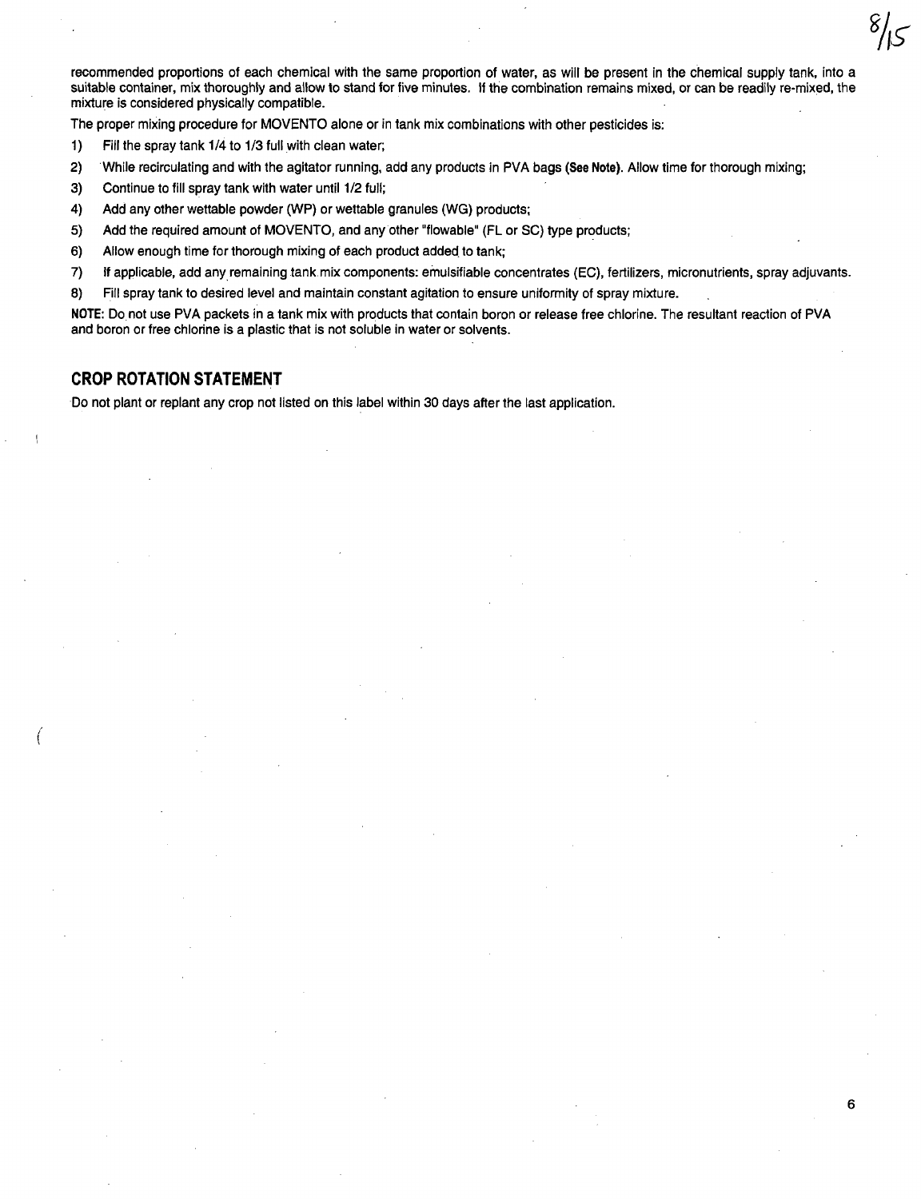recommended proportions of each chemical with the same proportion of water, as will be present in the chemical supply tank, into a suitable container, mix thoroughly and allow to stand for five minutes. If the combination remains mixed, or can be readily re-mixed, the mixture is considered physically compatible.

The proper mixing procedure for MOVENTO alone or in tank mix combinations with other pesticides is:

1) Fill the spray tank 1/4 to 1/3 full with clean water;
2) While recirculating and with the agitator running, add any products in PVA bags **(See Note)**. Allow time for thorough mixing;
3) Continue to fill spray tank with water until 1/2 full;
4) Add any other wettable powder (WP) or wettable granules (WG) products;
5) Add the required amount of MOVENTO, and any other "flowable" (FL or SC) type products;
6) Allow enough time for thorough mixing of each product added to tank;
7) If applicable, add any remaining tank mix components: emulsifiable concentrates (EC), fertilizers, micronutrients, spray adjuvants.
8) Fill spray tank to desired level and maintain constant agitation to ensure uniformity of spray mixture.

**NOTE:** Do not use PVA packets in a tank mix with products that contain boron or release free chlorine. The resultant reaction of PVA and boron or free chlorine is a plastic that is not soluble in water or solvents.

## CROP ROTATION STATEMENT

Do not plant or replant any crop not listed on this label within 30 days after the last application.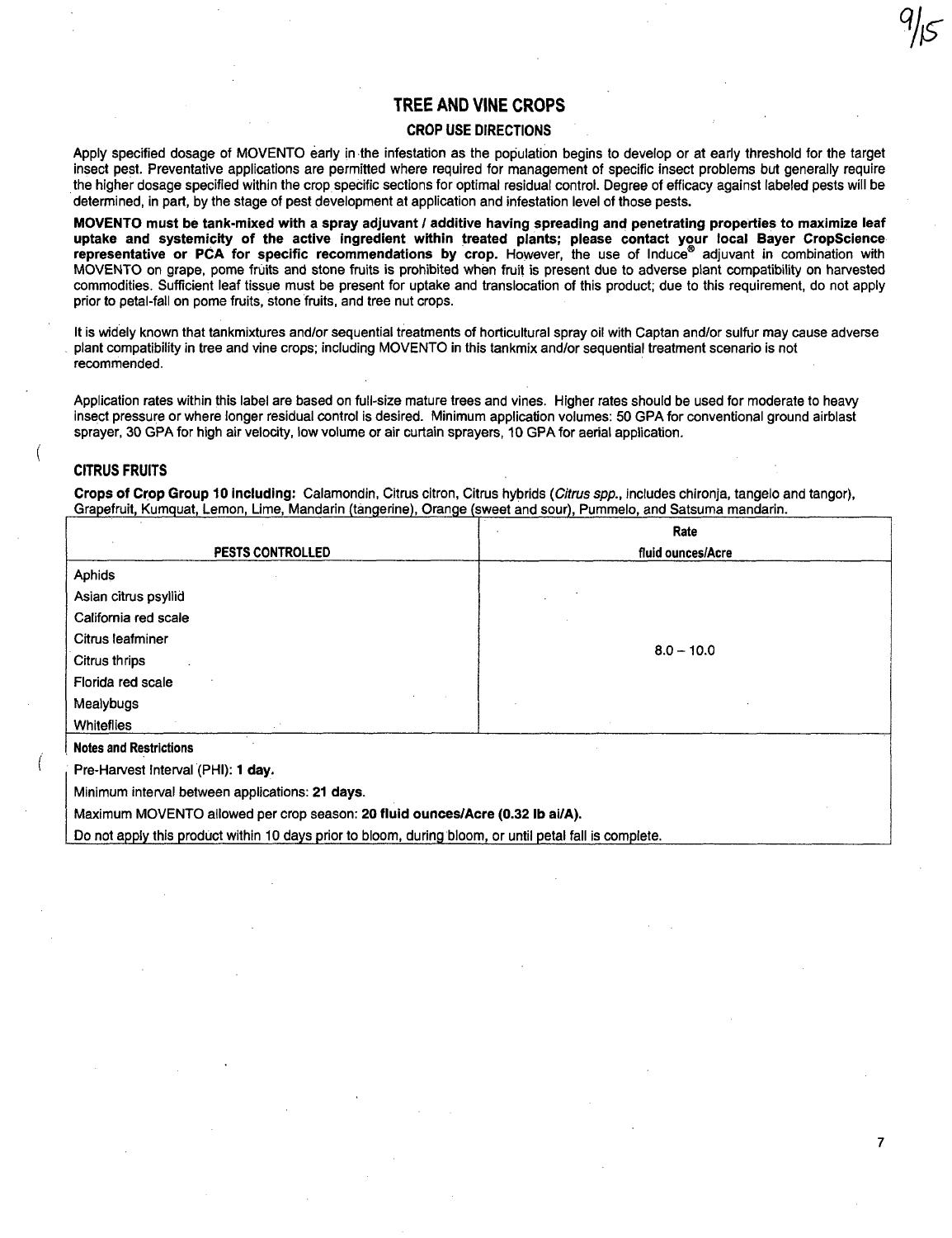## TREE AND VINE CROPS

### CROP USE DIRECTIONS

Apply specified dosage of MOVENTO early in the infestation as the population begins to develop or at early threshold for the target insect pest. Preventative applications are permitted where required for management of specific insect problems but generally require the higher dosage specified within the crop specific sections for optimal residual control. Degree of efficacy against labeled pests will be determined, in part, by the stage of pest development at application and infestation level of those pests.

**MOVENTO must be tank-mixed with a spray adjuvant / additive having spreading and penetrating properties to maximize leaf uptake and systemicity of the active ingredient within treated plants; please contact your local Bayer CropScience representative or PCA for specific recommendations by crop.** However, the use of Induce® adjuvant in combination with MOVENTO on grape, pome fruits and stone fruits is prohibited when fruit is present due to adverse plant compatibility on harvested commodities. Sufficient leaf tissue must be present for uptake and translocation of this product; due to this requirement, do not apply prior to petal-fall on pome fruits, stone fruits, and tree nut crops.

It is widely known that tankmixtures and/or sequential treatments of horticultural spray oil with Captan and/or sulfur may cause adverse plant compatibility in tree and vine crops; including MOVENTO in this tankmix and/or sequential treatment scenario is not recommended.

Application rates within this label are based on full-size mature trees and vines. Higher rates should be used for moderate to heavy insect pressure or where longer residual control is desired. Minimum application volumes: 50 GPA for conventional ground airblast sprayer, 30 GPA for high air velocity, low volume or air curtain sprayers, 10 GPA for aerial application.

### CITRUS FRUITS

**Crops of Crop Group 10 including:** Calamondin, Citrus citron, Citrus hybrids (*Citrus spp.*, includes chironja, tangelo and tangor), Grapefruit, Kumquat, Lemon, Lime, Mandarin (tangerine), Orange (sweet and sour), Pummelo, and Satsuma mandarin.

| PESTS CONTROLLED | Rate fluid ounces/Acre |
|---|---|
| Aphids<br>Asian citrus psyllid<br>California red scale<br>Citrus leafminer<br>Citrus thrips<br>Florida red scale<br>Mealybugs<br>Whiteflies | 8.0 – 10.0 |

**Notes and Restrictions**

Pre-Harvest Interval (PHI): **1 day.**

Minimum interval between applications: **21 days**.

Maximum MOVENTO allowed per crop season: **20 fluid ounces/Acre (0.32 lb ai/A).**

Do not apply this product within 10 days prior to bloom, during bloom, or until petal fall is complete.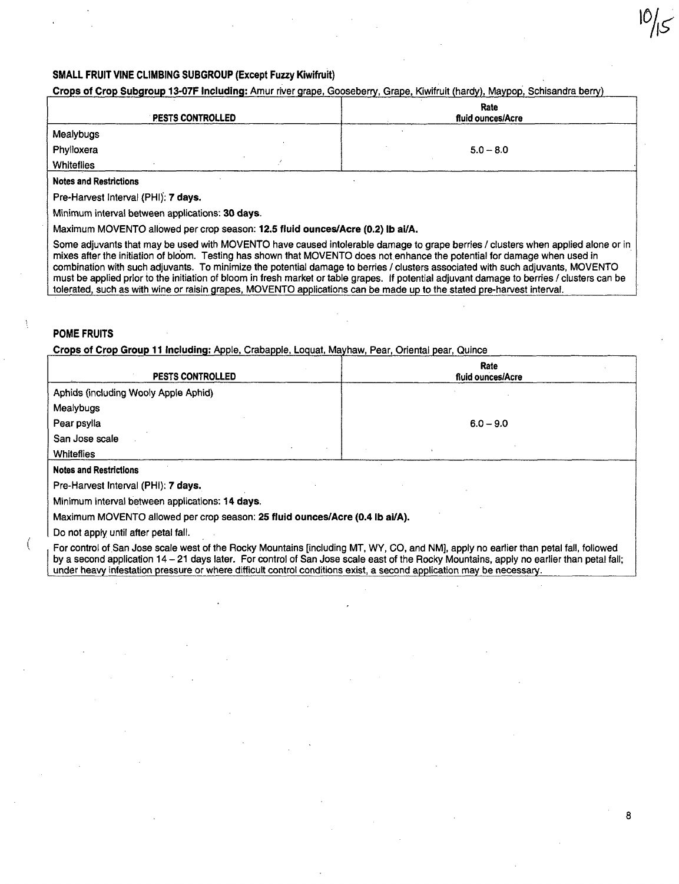### SMALL FRUIT VINE CLIMBING SUBGROUP (Except Fuzzy Kiwifruit)

**Crops of Crop Subgroup 13-07F Including:** Amur river grape, Gooseberry, Grape, Kiwifruit (hardy), Maypop, Schisandra berry)

| PESTS CONTROLLED | Rate fluid ounces/Acre |
|---|---|
| Mealybugs<br>Phylloxera<br>Whiteflies | 5.0 – 8.0 |

**Notes and Restrictions**

Pre-Harvest Interval (PHI): **7 days.**

Minimum interval between applications: **30 days.**

Maximum MOVENTO allowed per crop season: **12.5 fluid ounces/Acre (0.2) lb ai/A.**

Some adjuvants that may be used with MOVENTO have caused intolerable damage to grape berries / clusters when applied alone or in mixes after the initiation of bloom. Testing has shown that MOVENTO does not enhance the potential for damage when used in combination with such adjuvants. To minimize the potential damage to berries / clusters associated with such adjuvants, MOVENTO must be applied prior to the initiation of bloom in fresh market or table grapes. If potential adjuvant damage to berries / clusters can be tolerated, such as with wine or raisin grapes, MOVENTO applications can be made up to the stated pre-harvest interval.

### POME FRUITS

**Crops of Crop Group 11 Including:** Apple, Crabapple, Loquat, Mayhaw, Pear, Oriental pear, Quince

| PESTS CONTROLLED | Rate fluid ounces/Acre |
|---|---|
| Aphids (including Wooly Apple Aphid)<br>Mealybugs<br>Pear psylla<br>San Jose scale<br>Whiteflies | 6.0 – 9.0 |

**Notes and Restrictions**

Pre-Harvest Interval (PHI): **7 days.**

Minimum interval between applications: **14 days.**

Maximum MOVENTO allowed per crop season: **25 fluid ounces/Acre (0.4 lb ai/A).**

Do not apply until after petal fall.

For control of San Jose scale west of the Rocky Mountains [including MT, WY, CO, and NM], apply no earlier than petal fall, followed by a second application 14 – 21 days later. For control of San Jose scale east of the Rocky Mountains, apply no earlier than petal fall; under heavy infestation pressure or where difficult control conditions exist, a second application may be necessary.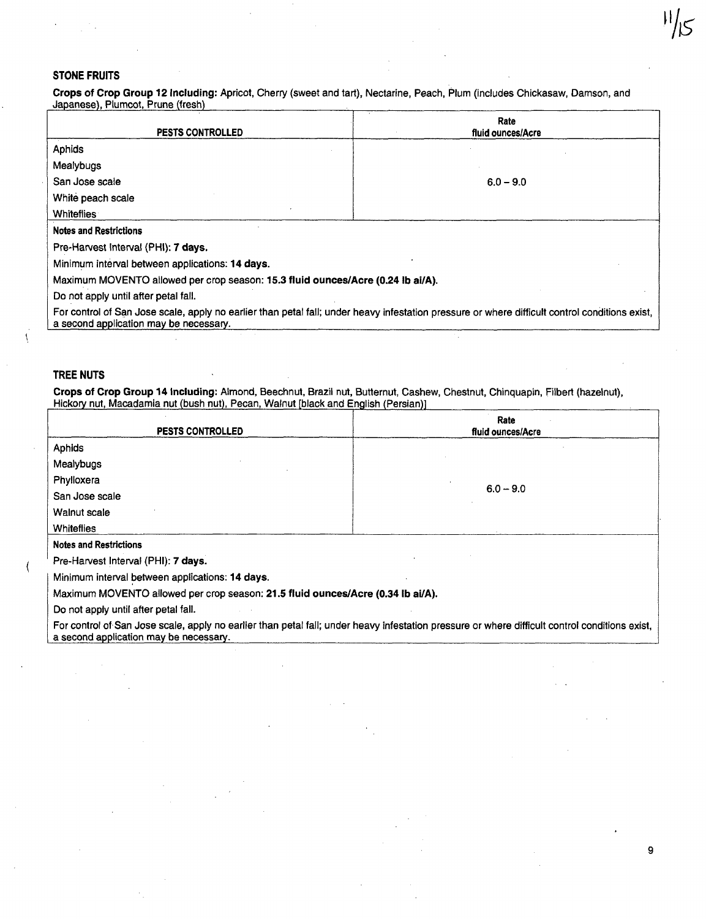### STONE FRUITS

**Crops of Crop Group 12 Including:** Apricot, Cherry (sweet and tart), Nectarine, Peach, Plum (includes Chickasaw, Damson, and Japanese), Plumcot, Prune (fresh)

| PESTS CONTROLLED | Rate fluid ounces/Acre |
|---|---|
| Aphids<br>Mealybugs<br>San Jose scale<br>White peach scale<br>Whiteflies | 6.0 – 9.0 |

**Notes and Restrictions**

Pre-Harvest Interval (PHI): **7 days.**

Minimum interval between applications: **14 days.**

Maximum MOVENTO allowed per crop season: **15.3 fluid ounces/Acre (0.24 lb ai/A).**

Do not apply until after petal fall.

For control of San Jose scale, apply no earlier than petal fall; under heavy infestation pressure or where difficult control conditions exist, a second application may be necessary.

### TREE NUTS

**Crops of Crop Group 14 Including:** Almond, Beechnut, Brazil nut, Butternut, Cashew, Chestnut, Chinquapin, Filbert (hazelnut), Hickory nut, Macadamia nut (bush nut), Pecan, Walnut [black and English (Persian)]

| PESTS CONTROLLED | Rate fluid ounces/Acre |
|---|---|
| Aphids<br>Mealybugs<br>Phylloxera<br>San Jose scale<br>Walnut scale<br>Whiteflies | 6.0 – 9.0 |

**Notes and Restrictions**

Pre-Harvest Interval (PHI): **7 days.**

Minimum interval between applications: **14 days.**

Maximum MOVENTO allowed per crop season: **21.5 fluid ounces/Acre (0.34 lb ai/A).**

Do not apply until after petal fall.

For control of San Jose scale, apply no earlier than petal fall; under heavy infestation pressure or where difficult control conditions exist, a second application may be necessary.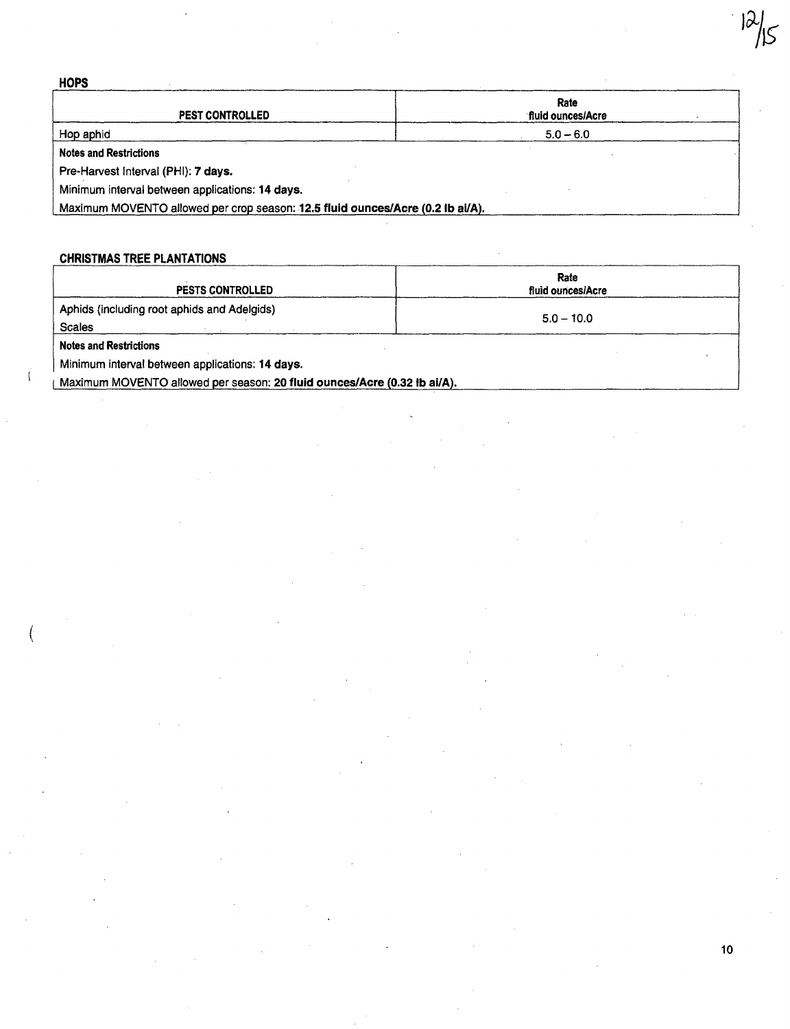### HOPS

| PEST CONTROLLED | Rate fluid ounces/Acre |
|---|---|
| Hop aphid | 5.0 – 6.0 |

**Notes and Restrictions**

Pre-Harvest Interval (PHI): **7 days.**

Minimum interval between applications: **14 days.**

Maximum MOVENTO allowed per crop season: **12.5 fluid ounces/Acre (0.2 lb ai/A).**

### CHRISTMAS TREE PLANTATIONS

| PESTS CONTROLLED | Rate fluid ounces/Acre |
|---|---|
| Aphids (including root aphids and Adelgids)<br>Scales | 5.0 – 10.0 |

**Notes and Restrictions**

Minimum interval between applications: **14 days.**

Maximum MOVENTO allowed per season: **20 fluid ounces/Acre (0.32 lb ai/A).**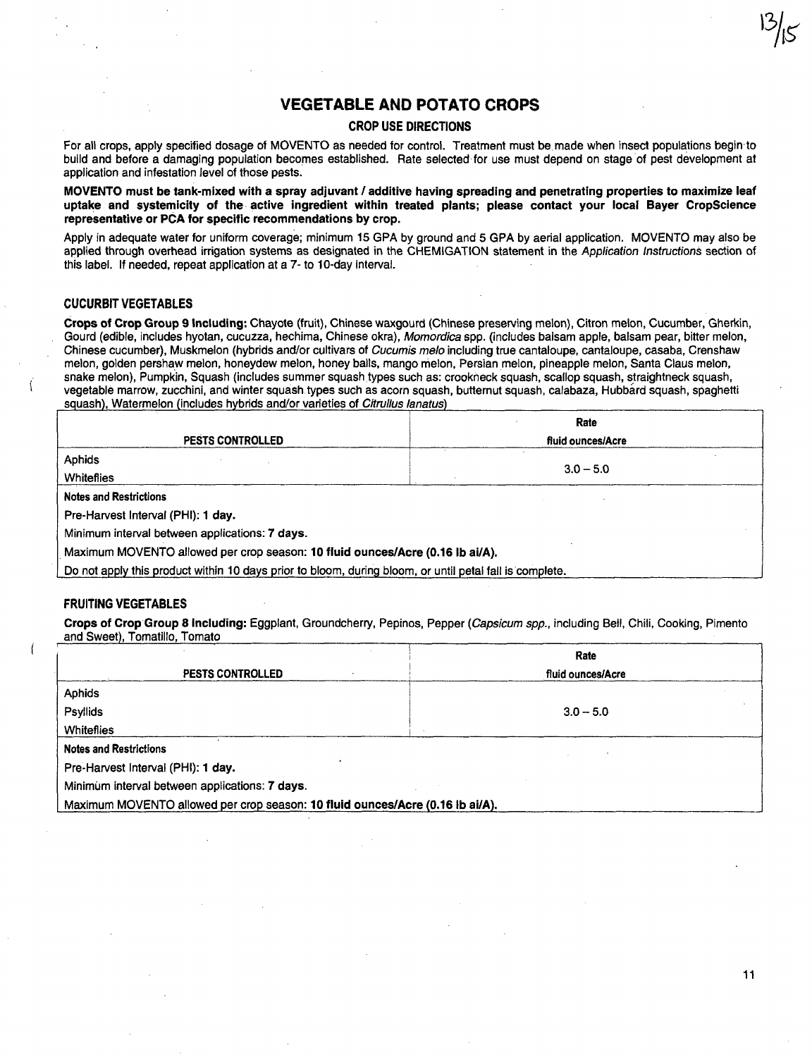# VEGETABLE AND POTATO CROPS

## CROP USE DIRECTIONS

For all crops, apply specified dosage of MOVENTO as needed for control. Treatment must be made when insect populations begin to build and before a damaging population becomes established. Rate selected for use must depend on stage of pest development at application and infestation level of those pests.

**MOVENTO must be tank-mixed with a spray adjuvant / additive having spreading and penetrating properties to maximize leaf uptake and systemicity of the active ingredient within treated plants; please contact your local Bayer CropScience representative or PCA for specific recommendations by crop.**

Apply in adequate water for uniform coverage; minimum 15 GPA by ground and 5 GPA by aerial application. MOVENTO may also be applied through overhead irrigation systems as designated in the CHEMIGATION statement in the *Application Instructions* section of this label. If needed, repeat application at a 7- to 10-day interval.

### CUCURBIT VEGETABLES

**Crops of Crop Group 9 Including:** Chayote (fruit), Chinese waxgourd (Chinese preserving melon), Citron melon, Cucumber, Gherkin, Gourd (edible, includes hyotan, cucuzza, hechima, Chinese okra), *Momordica* spp. (includes balsam apple, balsam pear, bitter melon, Chinese cucumber), Muskmelon (hybrids and/or cultivars of *Cucumis melo* including true cantaloupe, cantaloupe, casaba, Crenshaw melon, golden pershaw melon, honeydew melon, honey balls, mango melon, Persian melon, pineapple melon, Santa Claus melon, snake melon), Pumpkin, Squash (includes summer squash types such as: crookneck squash, scallop squash, straightneck squash, vegetable marrow, zucchini, and winter squash types such as acorn squash, butternut squash, calabaza, Hubbard squash, spaghetti squash), Watermelon (includes hybrids and/or varieties of *Citrullus lanatus*)

| PESTS CONTROLLED | Rate fluid ounces/Acre |
|---|---|
| Aphids<br>Whiteflies | 3.0 – 5.0 |

**Notes and Restrictions**

Pre-Harvest Interval (PHI): **1 day.**

Minimum interval between applications: **7 days.**

Maximum MOVENTO allowed per crop season: **10 fluid ounces/Acre (0.16 lb ai/A).**

Do not apply this product within 10 days prior to bloom, during bloom, or until petal fall is complete.

### FRUITING VEGETABLES

**Crops of Crop Group 8 Including:** Eggplant, Groundcherry, Pepinos, Pepper (*Capsicum spp.*, including Bell, Chili, Cooking, Pimento and Sweet), Tomatillo, Tomato

| PESTS CONTROLLED | Rate fluid ounces/Acre |
|---|---|
| Aphids<br>Psyllids<br>Whiteflies | 3.0 – 5.0 |

**Notes and Restrictions**

Pre-Harvest Interval (PHI): **1 day.**

Minimum interval between applications: **7 days.**

Maximum MOVENTO allowed per crop season: **10 fluid ounces/Acre (0.16 lb ai/A).**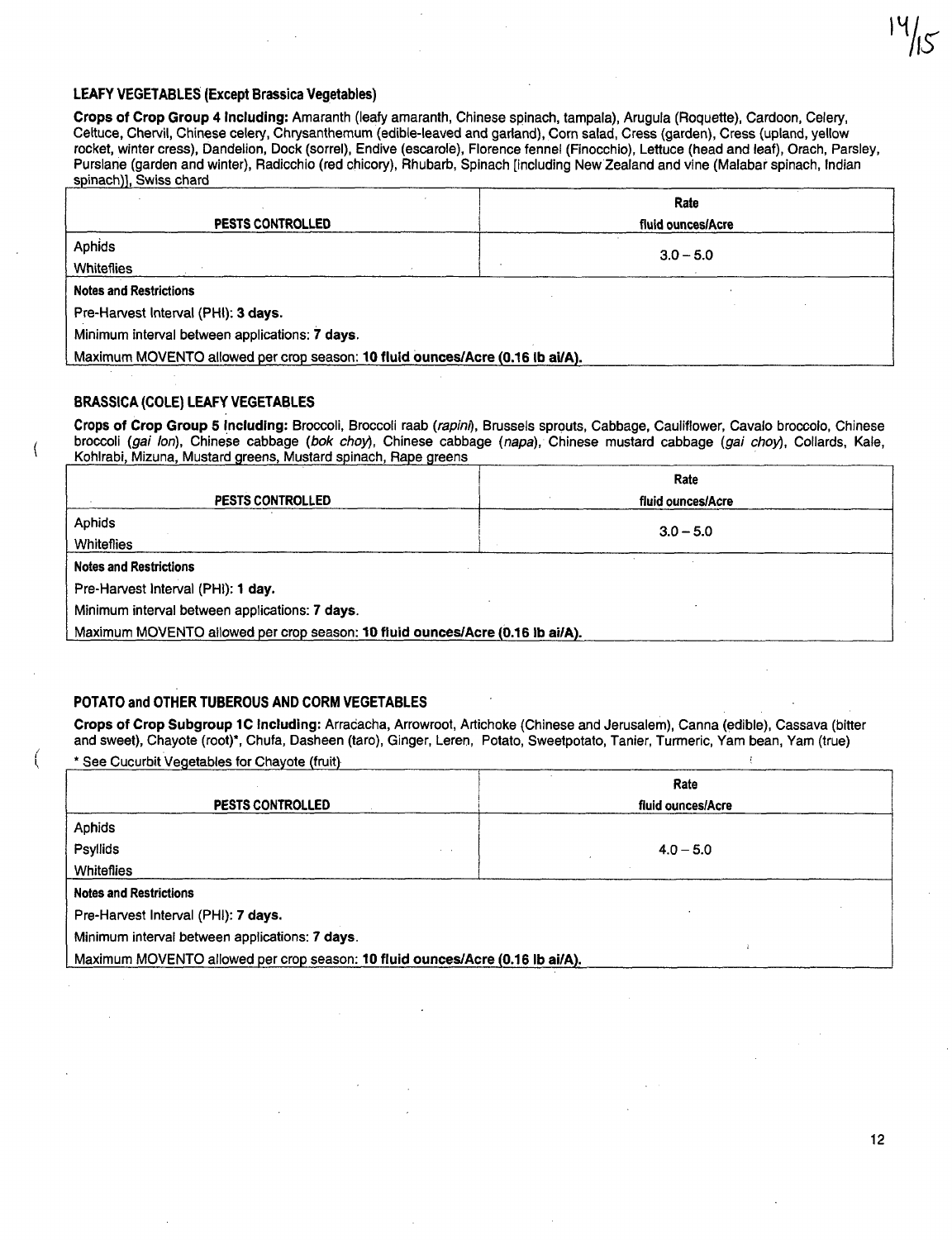### LEAFY VEGETABLES (Except Brassica Vegetables)

**Crops of Crop Group 4 Including:** Amaranth (leafy amaranth, Chinese spinach, tampala), Arugula (Roquette), Cardoon, Celery, Celtuce, Chervil, Chinese celery, Chrysanthemum (edible-leaved and garland), Corn salad, Cress (garden), Cress (upland, yellow rocket, winter cress), Dandelion, Dock (sorrel), Endive (escarole), Florence fennel (Finocchio), Lettuce (head and leaf), Orach, Parsley, Purslane (garden and winter), Radicchio (red chicory), Rhubarb, Spinach [including New Zealand and vine (Malabar spinach, Indian spinach)], Swiss chard

| PESTS CONTROLLED | Rate fluid ounces/Acre |
|---|---|
| Aphids<br>Whiteflies | 3.0 – 5.0 |
| **Notes and Restrictions**<br>Pre-Harvest Interval (PHI): **3 days.**<br>Minimum interval between applications: **7 days.**<br>Maximum MOVENTO allowed per crop season: **10 fluid ounces/Acre (0.16 lb ai/A).** | |

### BRASSICA (COLE) LEAFY VEGETABLES

**Crops of Crop Group 5 Including:** Broccoli, Broccoli raab (*rapini*), Brussels sprouts, Cabbage, Cauliflower, Cavalo broccolo, Chinese broccoli (*gai lon*), Chinese cabbage (*bok choy*), Chinese cabbage (*napa*), Chinese mustard cabbage (*gai choy*), Collards, Kale, Kohlrabi, Mizuna, Mustard greens, Mustard spinach, Rape greens

| PESTS CONTROLLED | Rate fluid ounces/Acre |
|---|---|
| Aphids<br>Whiteflies | 3.0 – 5.0 |
| **Notes and Restrictions**<br>Pre-Harvest Interval (PHI): **1 day.**<br>Minimum interval between applications: **7 days.**<br>Maximum MOVENTO allowed per crop season: **10 fluid ounces/Acre (0.16 lb ai/A).** | |

### POTATO and OTHER TUBEROUS AND CORM VEGETABLES

**Crops of Crop Subgroup 1C Including:** Arracacha, Arrowroot, Artichoke (Chinese and Jerusalem), Canna (edible), Cassava (bitter and sweet), Chayote (root)*, Chufa, Dasheen (taro), Ginger, Leren, Potato, Sweetpotato, Tanier, Turmeric, Yam bean, Yam (true)

* See Cucurbit Vegetables for Chayote (fruit)

| PESTS CONTROLLED | Rate fluid ounces/Acre |
|---|---|
| Aphids<br>Psyllids<br>Whiteflies | 4.0 – 5.0 |
| **Notes and Restrictions**<br>Pre-Harvest Interval (PHI): **7 days.**<br>Minimum interval between applications: **7 days.**<br>Maximum MOVENTO allowed per crop season: **10 fluid ounces/Acre (0.16 lb ai/A).** | |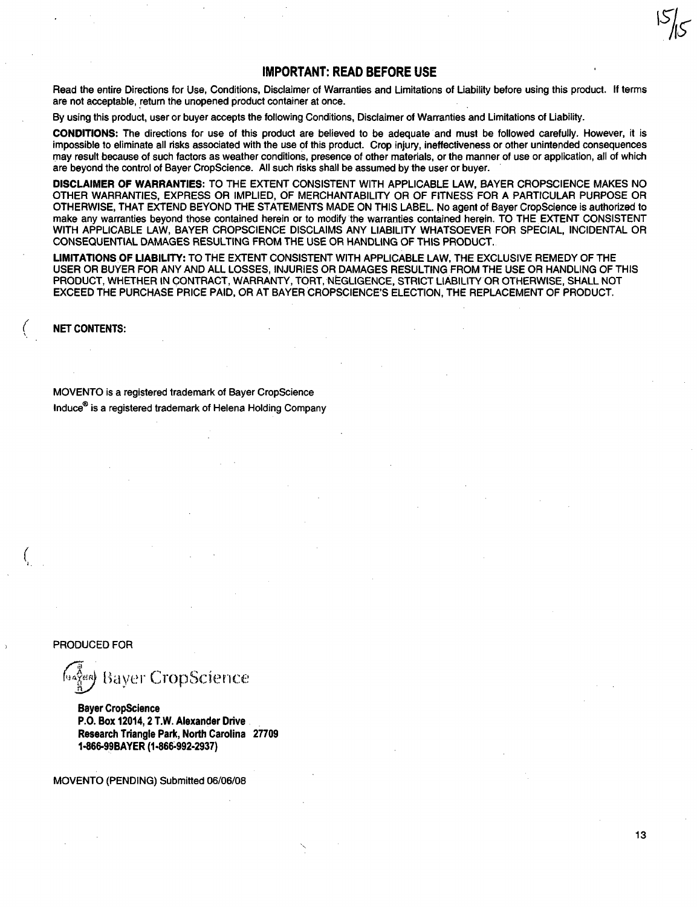## IMPORTANT: READ BEFORE USE

Read the entire Directions for Use, Conditions, Disclaimer of Warranties and Limitations of Liability before using this product. If terms are not acceptable, return the unopened product container at once.

By using this product, user or buyer accepts the following Conditions, Disclaimer of Warranties and Limitations of Liability.

**CONDITIONS:** The directions for use of this product are believed to be adequate and must be followed carefully. However, it is impossible to eliminate all risks associated with the use of this product. Crop injury, ineffectiveness or other unintended consequences may result because of such factors as weather conditions, presence of other materials, or the manner of use or application, all of which are beyond the control of Bayer CropScience. All such risks shall be assumed by the user or buyer.

**DISCLAIMER OF WARRANTIES:** TO THE EXTENT CONSISTENT WITH APPLICABLE LAW, BAYER CROPSCIENCE MAKES NO OTHER WARRANTIES, EXPRESS OR IMPLIED, OF MERCHANTABILITY OR OF FITNESS FOR A PARTICULAR PURPOSE OR OTHERWISE, THAT EXTEND BEYOND THE STATEMENTS MADE ON THIS LABEL. No agent of Bayer CropScience is authorized to make any warranties beyond those contained herein or to modify the warranties contained herein. TO THE EXTENT CONSISTENT WITH APPLICABLE LAW, BAYER CROPSCIENCE DISCLAIMS ANY LIABILITY WHATSOEVER FOR SPECIAL, INCIDENTAL OR CONSEQUENTIAL DAMAGES RESULTING FROM THE USE OR HANDLING OF THIS PRODUCT.

**LIMITATIONS OF LIABILITY:** TO THE EXTENT CONSISTENT WITH APPLICABLE LAW, THE EXCLUSIVE REMEDY OF THE USER OR BUYER FOR ANY AND ALL LOSSES, INJURIES OR DAMAGES RESULTING FROM THE USE OR HANDLING OF THIS PRODUCT, WHETHER IN CONTRACT, WARRANTY, TORT, NEGLIGENCE, STRICT LIABILITY OR OTHERWISE, SHALL NOT EXCEED THE PURCHASE PRICE PAID, OR AT BAYER CROPSCIENCE'S ELECTION, THE REPLACEMENT OF PRODUCT.

**NET CONTENTS:**

MOVENTO is a registered trademark of Bayer CropScience

Induce® is a registered trademark of Helena Holding Company

PRODUCED FOR

Bayer CropScience

**Bayer CropScience**
**P.O. Box 12014, 2 T.W. Alexander Drive**
**Research Triangle Park, North Carolina 27709**
**1-866-99BAYER (1-866-992-2937)**

MOVENTO (PENDING) Submitted 06/06/08